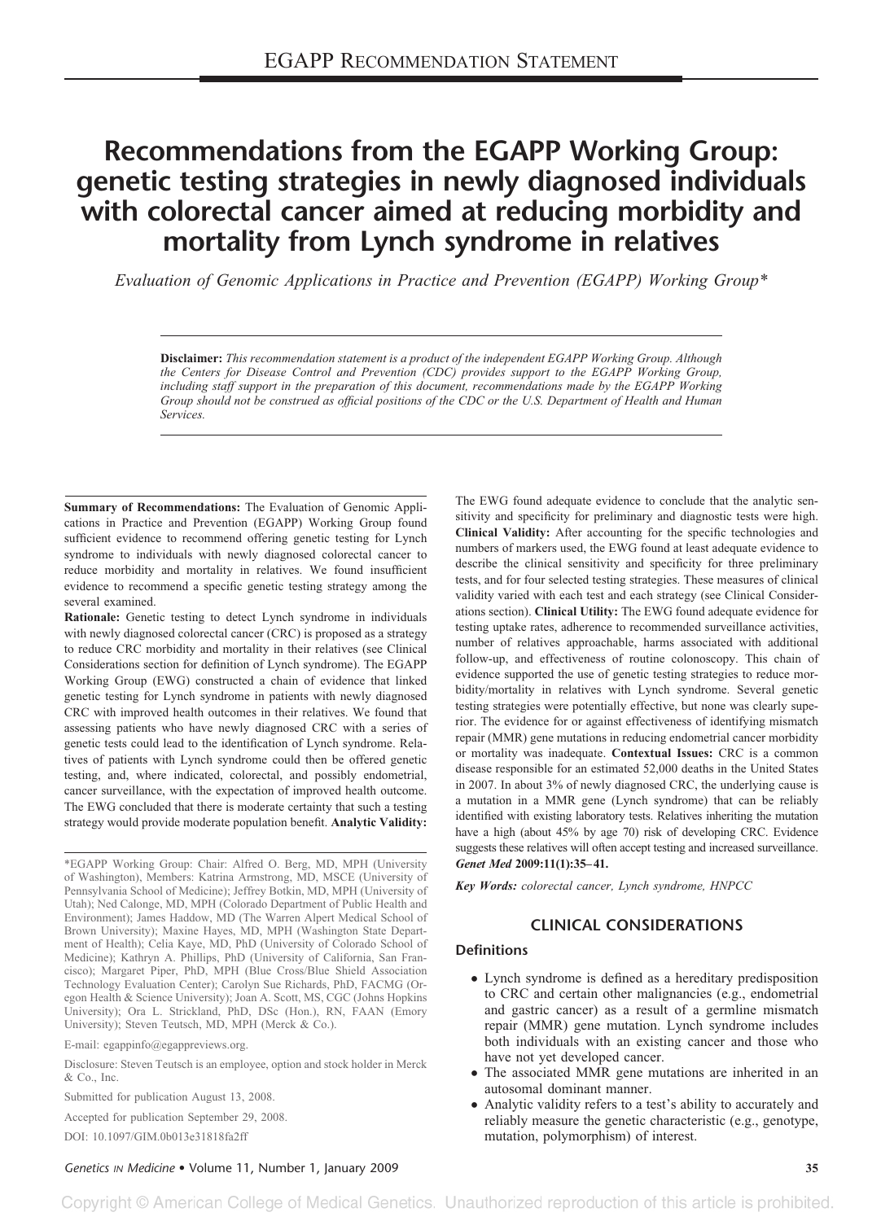# Recommendations from the EGAPP Working Group: genetic testing strategies in newly diagnosed individuals with colorectal cancer aimed at reducing morbidity and mortality from Lynch syndrome in relatives

*Evaluation of Genomic Applications in Practice and Prevention (EGAPP) Working Group\**

**Disclaimer:** *This recommendation statement is a product of the independent EGAPP Working Group. Although the Centers for Disease Control and Prevention (CDC) provides support to the EGAPP Working Group, including staff support in the preparation of this document, recommendations made by the EGAPP Working Group should not be construed as official positions of the CDC or the U.S. Department of Health and Human Services.*

**Summary of Recommendations:** The Evaluation of Genomic Applications in Practice and Prevention (EGAPP) Working Group found sufficient evidence to recommend offering genetic testing for Lynch syndrome to individuals with newly diagnosed colorectal cancer to reduce morbidity and mortality in relatives. We found insufficient evidence to recommend a specific genetic testing strategy among the several examined.

**Rationale:** Genetic testing to detect Lynch syndrome in individuals with newly diagnosed colorectal cancer (CRC) is proposed as a strategy to reduce CRC morbidity and mortality in their relatives (see Clinical Considerations section for definition of Lynch syndrome). The EGAPP Working Group (EWG) constructed a chain of evidence that linked genetic testing for Lynch syndrome in patients with newly diagnosed CRC with improved health outcomes in their relatives. We found that assessing patients who have newly diagnosed CRC with a series of genetic tests could lead to the identification of Lynch syndrome. Relatives of patients with Lynch syndrome could then be offered genetic testing, and, where indicated, colorectal, and possibly endometrial, cancer surveillance, with the expectation of improved health outcome. The EWG concluded that there is moderate certainty that such a testing strategy would provide moderate population benefit. **Analytic Validity:** The EWG found adequate evidence to conclude that the analytic sensitivity and specificity for preliminary and diagnostic tests were high. **Clinical Validity:** After accounting for the specific technologies and numbers of markers used, the EWG found at least adequate evidence to describe the clinical sensitivity and specificity for three preliminary tests, and for four selected testing strategies. These measures of clinical validity varied with each test and each strategy (see Clinical Considerations section). **Clinical Utility:** The EWG found adequate evidence for testing uptake rates, adherence to recommended surveillance activities, number of relatives approachable, harms associated with additional follow-up, and effectiveness of routine colonoscopy. This chain of evidence supported the use of genetic testing strategies to reduce morbidity/mortality in relatives with Lynch syndrome. Several genetic testing strategies were potentially effective, but none was clearly superior. The evidence for or against effectiveness of identifying mismatch repair (MMR) gene mutations in reducing endometrial cancer morbidity or mortality was inadequate. **Contextual Issues:** CRC is a common disease responsible for an estimated 52,000 deaths in the United States in 2007. In about 3% of newly diagnosed CRC, the underlying cause is a mutation in a MMR gene (Lynch syndrome) that can be reliably identified with existing laboratory tests. Relatives inheriting the mutation have a high (about 45% by age 70) risk of developing CRC. Evidence suggests these relatives will often accept testing and increased surveillance. ***Genet Med* 2009:11(1):35–41.**

*Key Words: colorectal cancer, Lynch syndrome, HNPCC*

\*EGAPP Working Group: Chair: Alfred O. Berg, MD, MPH (University of Washington), Members: Katrina Armstrong, MD, MSCE (University of Pennsylvania School of Medicine); Jeffrey Botkin, MD, MPH (University of Utah); Ned Calonge, MD, MPH (Colorado Department of Public Health and Environment); James Haddow, MD (The Warren Alpert Medical School of Brown University); Maxine Hayes, MD, MPH (Washington State Department of Health); Celia Kaye, MD, PhD (University of Colorado School of Medicine); Kathryn A. Phillips, PhD (University of California, San Francisco); Margaret Piper, PhD, MPH (Blue Cross/Blue Shield Association Technology Evaluation Center); Carolyn Sue Richards, PhD, FACMG (Oregon Health & Science University); Joan A. Scott, MS, CGC (Johns Hopkins University); Ora L. Strickland, PhD, DSc (Hon.), RN, FAAN (Emory University); Steven Teutsch, MD, MPH (Merck & Co.).

E-mail: egappinfo@egappreviews.org.

Disclosure: Steven Teutsch is an employee, option and stock holder in Merck & Co., Inc.

Submitted for publication August 13, 2008.

Accepted for publication September 29, 2008.

DOI: 10.1097/GIM.0b013e31818fa2ff

## CLINICAL CONSIDERATIONS

### Definitions

- Lynch syndrome is defined as a hereditary predisposition to CRC and certain other malignancies (e.g., endometrial and gastric cancer) as a result of a germline mismatch repair (MMR) gene mutation. Lynch syndrome includes both individuals with an existing cancer and those who have not yet developed cancer.
- The associated MMR gene mutations are inherited in an autosomal dominant manner.
- Analytic validity refers to a test's ability to accurately and reliably measure the genetic characteristic (e.g., genotype, mutation, polymorphism) of interest.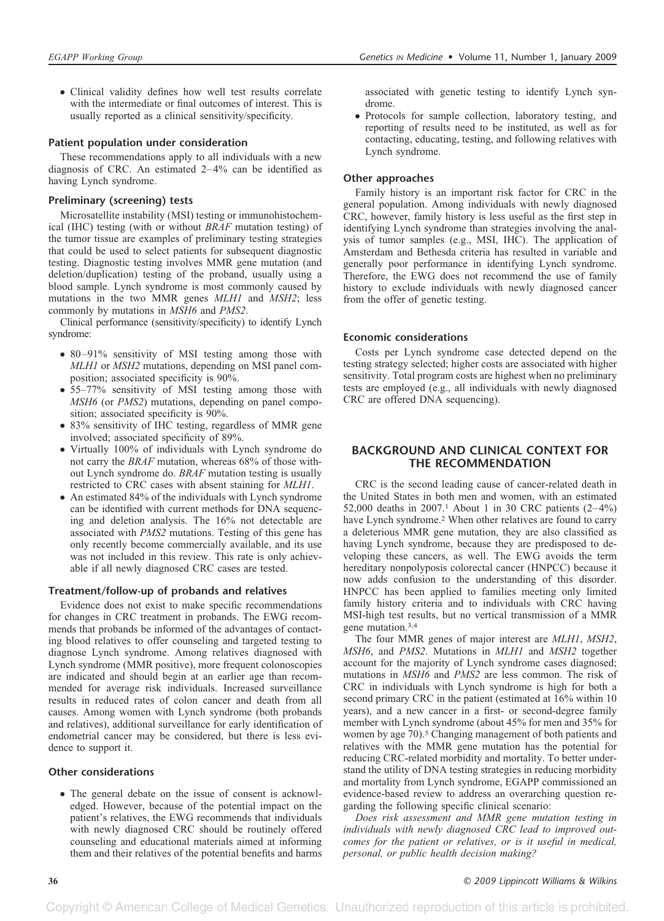- Clinical validity defines how well test results correlate with the intermediate or final outcomes of interest. This is usually reported as a clinical sensitivity/specificity.

### Patient population under consideration

These recommendations apply to all individuals with a new diagnosis of CRC. An estimated 2–4% can be identified as having Lynch syndrome.

### Preliminary (screening) tests

Microsatellite instability (MSI) testing or immunohistochemical (IHC) testing (with or without *BRAF* mutation testing) of the tumor tissue are examples of preliminary testing strategies that could be used to select patients for subsequent diagnostic testing. Diagnostic testing involves MMR gene mutation (and deletion/duplication) testing of the proband, usually using a blood sample. Lynch syndrome is most commonly caused by mutations in the two MMR genes *MLH1* and *MSH2*; less commonly by mutations in *MSH6* and *PMS2*.

Clinical performance (sensitivity/specificity) to identify Lynch syndrome:

- 80–91% sensitivity of MSI testing among those with *MLH1* or *MSH2* mutations, depending on MSI panel composition; associated specificity is 90%.
- 55–77% sensitivity of MSI testing among those with *MSH6* (or *PMS2*) mutations, depending on panel composition; associated specificity is 90%.
- 83% sensitivity of IHC testing, regardless of MMR gene involved; associated specificity of 89%.
- Virtually 100% of individuals with Lynch syndrome do not carry the *BRAF* mutation, whereas 68% of those without Lynch syndrome do. *BRAF* mutation testing is usually restricted to CRC cases with absent staining for *MLH1*.
- An estimated 84% of the individuals with Lynch syndrome can be identified with current methods for DNA sequencing and deletion analysis. The 16% not detectable are associated with *PMS2* mutations. Testing of this gene has only recently become commercially available, and its use was not included in this review. This rate is only achievable if all newly diagnosed CRC cases are tested.

### Treatment/follow-up of probands and relatives

Evidence does not exist to make specific recommendations for changes in CRC treatment in probands. The EWG recommends that probands be informed of the advantages of contacting blood relatives to offer counseling and targeted testing to diagnose Lynch syndrome. Among relatives diagnosed with Lynch syndrome (MMR positive), more frequent colonoscopies are indicated and should begin at an earlier age than recommended for average risk individuals. Increased surveillance results in reduced rates of colon cancer and death from all causes. Among women with Lynch syndrome (both probands and relatives), additional surveillance for early identification of endometrial cancer may be considered, but there is less evidence to support it.

### Other considerations

- The general debate on the issue of consent is acknowledged. However, because of the potential impact on the patient's relatives, the EWG recommends that individuals with newly diagnosed CRC should be routinely offered counseling and educational materials aimed at informing them and their relatives of the potential benefits and harms associated with genetic testing to identify Lynch syndrome.
- Protocols for sample collection, laboratory testing, and reporting of results need to be instituted, as well as for contacting, educating, testing, and following relatives with Lynch syndrome.

### Other approaches

Family history is an important risk factor for CRC in the general population. Among individuals with newly diagnosed CRC, however, family history is less useful as the first step in identifying Lynch syndrome than strategies involving the analysis of tumor samples (e.g., MSI, IHC). The application of Amsterdam and Bethesda criteria has resulted in variable and generally poor performance in identifying Lynch syndrome. Therefore, the EWG does not recommend the use of family history to exclude individuals with newly diagnosed cancer from the offer of genetic testing.

### Economic considerations

Costs per Lynch syndrome case detected depend on the testing strategy selected; higher costs are associated with higher sensitivity. Total program costs are highest when no preliminary tests are employed (e.g., all individuals with newly diagnosed CRC are offered DNA sequencing).

## BACKGROUND AND CLINICAL CONTEXT FOR THE RECOMMENDATION

CRC is the second leading cause of cancer-related death in the United States in both men and women, with an estimated 52,000 deaths in 2007.[1] About 1 in 30 CRC patients (2–4%) have Lynch syndrome.[2] When other relatives are found to carry a deleterious MMR gene mutation, they are also classified as having Lynch syndrome, because they are predisposed to developing these cancers, as well. The EWG avoids the term hereditary nonpolyposis colorectal cancer (HNPCC) because it now adds confusion to the understanding of this disorder. HNPCC has been applied to families meeting only limited family history criteria and to individuals with CRC having MSI-high test results, but no vertical transmission of a MMR gene mutation.[3,4]

The four MMR genes of major interest are *MLH1*, *MSH2*, *MSH6*, and *PMS2*. Mutations in *MLH1* and *MSH2* together account for the majority of Lynch syndrome cases diagnosed; mutations in *MSH6* and *PMS2* are less common. The risk of CRC in individuals with Lynch syndrome is high for both a second primary CRC in the patient (estimated at 16% within 10 years), and a new cancer in a first- or second-degree family member with Lynch syndrome (about 45% for men and 35% for women by age 70).[5] Changing management of both patients and relatives with the MMR gene mutation has the potential for reducing CRC-related morbidity and mortality. To better understand the utility of DNA testing strategies in reducing morbidity and mortality from Lynch syndrome, EGAPP commissioned an evidence-based review to address an overarching question regarding the following specific clinical scenario:

*Does risk assessment and MMR gene mutation testing in individuals with newly diagnosed CRC lead to improved outcomes for the patient or relatives, or is it useful in medical, personal, or public health decision making?*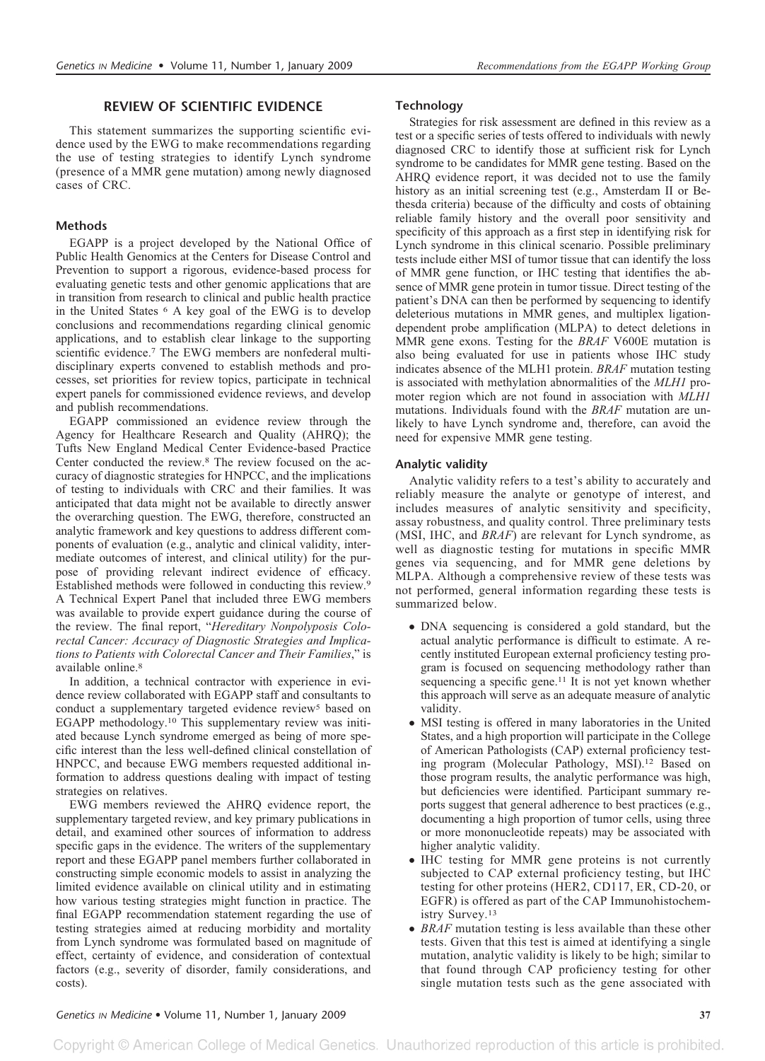## REVIEW OF SCIENTIFIC EVIDENCE

This statement summarizes the supporting scientific evidence used by the EWG to make recommendations regarding the use of testing strategies to identify Lynch syndrome (presence of a MMR gene mutation) among newly diagnosed cases of CRC.

### Methods

EGAPP is a project developed by the National Office of Public Health Genomics at the Centers for Disease Control and Prevention to support a rigorous, evidence-based process for evaluating genetic tests and other genomic applications that are in transition from research to clinical and public health practice in the United States [6] A key goal of the EWG is to develop conclusions and recommendations regarding clinical genomic applications, and to establish clear linkage to the supporting scientific evidence.[7] The EWG members are nonfederal multidisciplinary experts convened to establish methods and processes, set priorities for review topics, participate in technical expert panels for commissioned evidence reviews, and develop and publish recommendations.

EGAPP commissioned an evidence review through the Agency for Healthcare Research and Quality (AHRQ); the Tufts New England Medical Center Evidence-based Practice Center conducted the review.[8] The review focused on the accuracy of diagnostic strategies for HNPCC, and the implications of testing to individuals with CRC and their families. It was anticipated that data might not be available to directly answer the overarching question. The EWG, therefore, constructed an analytic framework and key questions to address different components of evaluation (e.g., analytic and clinical validity, intermediate outcomes of interest, and clinical utility) for the purpose of providing relevant indirect evidence of efficacy. Established methods were followed in conducting this review.[9] A Technical Expert Panel that included three EWG members was available to provide expert guidance during the course of the review. The final report, "*Hereditary Nonpolyposis Colorectal Cancer: Accuracy of Diagnostic Strategies and Implications to Patients with Colorectal Cancer and Their Families*," is available online.[8]

In addition, a technical contractor with experience in evidence review collaborated with EGAPP staff and consultants to conduct a supplementary targeted evidence review[5] based on EGAPP methodology.[10] This supplementary review was initiated because Lynch syndrome emerged as being of more specific interest than the less well-defined clinical constellation of HNPCC, and because EWG members requested additional information to address questions dealing with impact of testing strategies on relatives.

EWG members reviewed the AHRQ evidence report, the supplementary targeted review, and key primary publications in detail, and examined other sources of information to address specific gaps in the evidence. The writers of the supplementary report and these EGAPP panel members further collaborated in constructing simple economic models to assist in analyzing the limited evidence available on clinical utility and in estimating how various testing strategies might function in practice. The final EGAPP recommendation statement regarding the use of testing strategies aimed at reducing morbidity and mortality from Lynch syndrome was formulated based on magnitude of effect, certainty of evidence, and consideration of contextual factors (e.g., severity of disorder, family considerations, and costs).

### Technology

Strategies for risk assessment are defined in this review as a test or a specific series of tests offered to individuals with newly diagnosed CRC to identify those at sufficient risk for Lynch syndrome to be candidates for MMR gene testing. Based on the AHRQ evidence report, it was decided not to use the family history as an initial screening test (e.g., Amsterdam II or Bethesda criteria) because of the difficulty and costs of obtaining reliable family history and the overall poor sensitivity and specificity of this approach as a first step in identifying risk for Lynch syndrome in this clinical scenario. Possible preliminary tests include either MSI of tumor tissue that can identify the loss of MMR gene function, or IHC testing that identifies the absence of MMR gene protein in tumor tissue. Direct testing of the patient's DNA can then be performed by sequencing to identify deleterious mutations in MMR genes, and multiplex ligation-dependent probe amplification (MLPA) to detect deletions in MMR gene exons. Testing for the *BRAF* V600E mutation is also being evaluated for use in patients whose IHC study indicates absence of the MLH1 protein. *BRAF* mutation testing is associated with methylation abnormalities of the *MLH1* promoter region which are not found in association with *MLH1* mutations. Individuals found with the *BRAF* mutation are unlikely to have Lynch syndrome and, therefore, can avoid the need for expensive MMR gene testing.

### Analytic validity

Analytic validity refers to a test's ability to accurately and reliably measure the analyte or genotype of interest, and includes measures of analytic sensitivity and specificity, assay robustness, and quality control. Three preliminary tests (MSI, IHC, and *BRAF*) are relevant for Lynch syndrome, as well as diagnostic testing for mutations in specific MMR genes via sequencing, and for MMR gene deletions by MLPA. Although a comprehensive review of these tests was not performed, general information regarding these tests is summarized below.

- DNA sequencing is considered a gold standard, but the actual analytic performance is difficult to estimate. A recently instituted European external proficiency testing program is focused on sequencing methodology rather than sequencing a specific gene.[11] It is not yet known whether this approach will serve as an adequate measure of analytic validity.
- MSI testing is offered in many laboratories in the United States, and a high proportion will participate in the College of American Pathologists (CAP) external proficiency testing program (Molecular Pathology, MSI).[12] Based on those program results, the analytic performance was high, but deficiencies were identified. Participant summary reports suggest that general adherence to best practices (e.g., documenting a high proportion of tumor cells, using three or more mononucleotide repeats) may be associated with higher analytic validity.
- IHC testing for MMR gene proteins is not currently subjected to CAP external proficiency testing, but IHC testing for other proteins (HER2, CD117, ER, CD-20, or EGFR) is offered as part of the CAP Immunohistochemistry Survey.[13]
- *BRAF* mutation testing is less available than these other tests. Given that this test is aimed at identifying a single mutation, analytic validity is likely to be high; similar to that found through CAP proficiency testing for other single mutation tests such as the gene associated with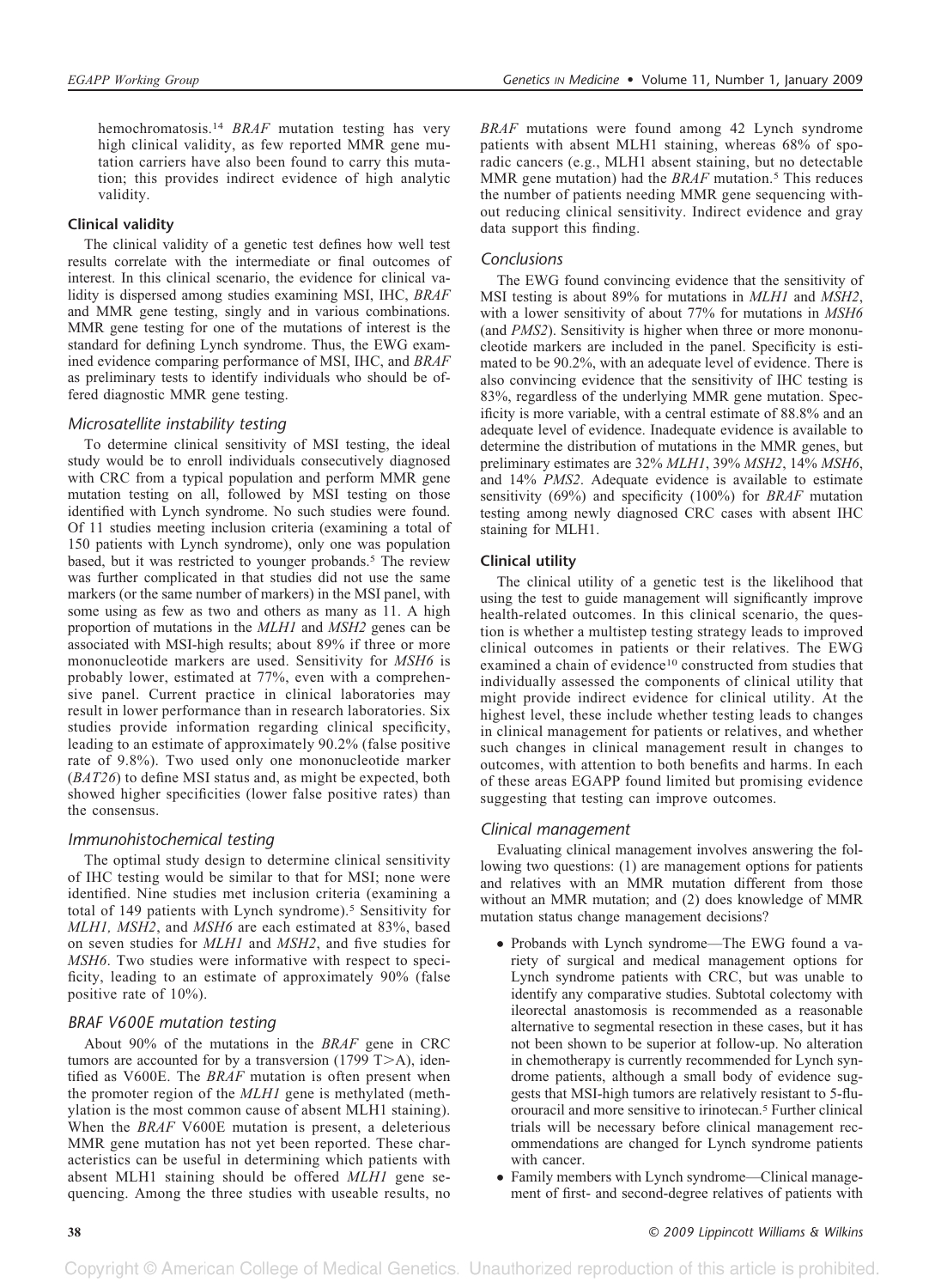hemochromatosis.[14] *BRAF* mutation testing has very high clinical validity, as few reported MMR gene mutation carriers have also been found to carry this mutation; this provides indirect evidence of high analytic validity.

### Clinical validity

The clinical validity of a genetic test defines how well test results correlate with the intermediate or final outcomes of interest. In this clinical scenario, the evidence for clinical validity is dispersed among studies examining MSI, IHC, *BRAF* and MMR gene testing, singly and in various combinations. MMR gene testing for one of the mutations of interest is the standard for defining Lynch syndrome. Thus, the EWG examined evidence comparing performance of MSI, IHC, and *BRAF* as preliminary tests to identify individuals who should be offered diagnostic MMR gene testing.

#### *Microsatellite instability testing*

To determine clinical sensitivity of MSI testing, the ideal study would be to enroll individuals consecutively diagnosed with CRC from a typical population and perform MMR gene mutation testing on all, followed by MSI testing on those identified with Lynch syndrome. No such studies were found. Of 11 studies meeting inclusion criteria (examining a total of 150 patients with Lynch syndrome), only one was population based, but it was restricted to younger probands.[5] The review was further complicated in that studies did not use the same markers (or the same number of markers) in the MSI panel, with some using as few as two and others as many as 11. A high proportion of mutations in the *MLH1* and *MSH2* genes can be associated with MSI-high results; about 89% if three or more mononucleotide markers are used. Sensitivity for *MSH6* is probably lower, estimated at 77%, even with a comprehensive panel. Current practice in clinical laboratories may result in lower performance than in research laboratories. Six studies provide information regarding clinical specificity, leading to an estimate of approximately 90.2% (false positive rate of 9.8%). Two used only one mononucleotide marker (*BAT26*) to define MSI status and, as might be expected, both showed higher specificities (lower false positive rates) than the consensus.

#### *Immunohistochemical testing*

The optimal study design to determine clinical sensitivity of IHC testing would be similar to that for MSI; none were identified. Nine studies met inclusion criteria (examining a total of 149 patients with Lynch syndrome).[5] Sensitivity for *MLH1, MSH2*, and *MSH6* are each estimated at 83%, based on seven studies for *MLH1* and *MSH2*, and five studies for *MSH6*. Two studies were informative with respect to specificity, leading to an estimate of approximately 90% (false positive rate of 10%).

#### *BRAF V600E mutation testing*

About 90% of the mutations in the *BRAF* gene in CRC tumors are accounted for by a transversion (1799 T>A), identified as V600E. The *BRAF* mutation is often present when the promoter region of the *MLH1* gene is methylated (methylation is the most common cause of absent MLH1 staining). When the *BRAF* V600E mutation is present, a deleterious MMR gene mutation has not yet been reported. These characteristics can be useful in determining which patients with absent MLH1 staining should be offered *MLH1* gene sequencing. Among the three studies with useable results, no *BRAF* mutations were found among 42 Lynch syndrome patients with absent MLH1 staining, whereas 68% of sporadic cancers (e.g., MLH1 absent staining, but no detectable MMR gene mutation) had the *BRAF* mutation.[5] This reduces the number of patients needing MMR gene sequencing without reducing clinical sensitivity. Indirect evidence and gray data support this finding.

#### *Conclusions*

The EWG found convincing evidence that the sensitivity of MSI testing is about 89% for mutations in *MLH1* and *MSH2*, with a lower sensitivity of about 77% for mutations in *MSH6* (and *PMS2*). Sensitivity is higher when three or more mononucleotide markers are included in the panel. Specificity is estimated to be 90.2%, with an adequate level of evidence. There is also convincing evidence that the sensitivity of IHC testing is 83%, regardless of the underlying MMR gene mutation. Specificity is more variable, with a central estimate of 88.8% and an adequate level of evidence. Inadequate evidence is available to determine the distribution of mutations in the MMR genes, but preliminary estimates are 32% *MLH1*, 39% *MSH2*, 14% *MSH6*, and 14% *PMS2*. Adequate evidence is available to estimate sensitivity (69%) and specificity (100%) for *BRAF* mutation testing among newly diagnosed CRC cases with absent IHC staining for MLH1.

### Clinical utility

The clinical utility of a genetic test is the likelihood that using the test to guide management will significantly improve health-related outcomes. In this clinical scenario, the question is whether a multistep testing strategy leads to improved clinical outcomes in patients or their relatives. The EWG examined a chain of evidence[10] constructed from studies that individually assessed the components of clinical utility that might provide indirect evidence for clinical utility. At the highest level, these include whether testing leads to changes in clinical management for patients or relatives, and whether such changes in clinical management result in changes to outcomes, with attention to both benefits and harms. In each of these areas EGAPP found limited but promising evidence suggesting that testing can improve outcomes.

#### *Clinical management*

Evaluating clinical management involves answering the following two questions: (1) are management options for patients and relatives with an MMR mutation different from those without an MMR mutation; and (2) does knowledge of MMR mutation status change management decisions?

- Probands with Lynch syndrome—The EWG found a variety of surgical and medical management options for Lynch syndrome patients with CRC, but was unable to identify any comparative studies. Subtotal colectomy with ileorectal anastomosis is recommended as a reasonable alternative to segmental resection in these cases, but it has not been shown to be superior at follow-up. No alteration in chemotherapy is currently recommended for Lynch syndrome patients, although a small body of evidence suggests that MSI-high tumors are relatively resistant to 5-fluorouracil and more sensitive to irinotecan.[5] Further clinical trials will be necessary before clinical management recommendations are changed for Lynch syndrome patients with cancer.
- Family members with Lynch syndrome—Clinical management of first- and second-degree relatives of patients with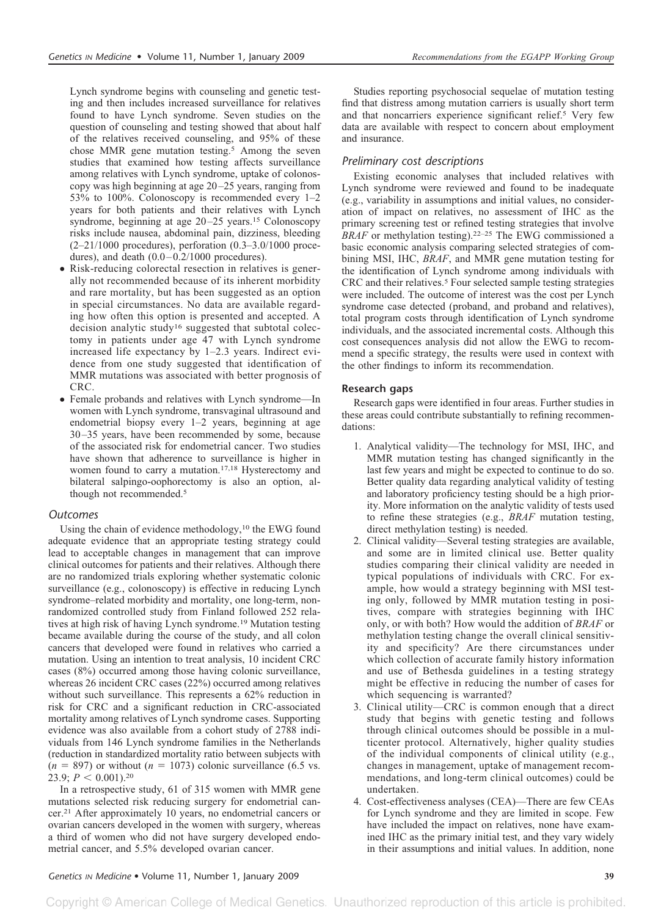Lynch syndrome begins with counseling and genetic testing and then includes increased surveillance for relatives found to have Lynch syndrome. Seven studies on the question of counseling and testing showed that about half of the relatives received counseling, and 95% of these chose MMR gene mutation testing.[5] Among the seven studies that examined how testing affects surveillance among relatives with Lynch syndrome, uptake of colonoscopy was high beginning at age 20–25 years, ranging from 53% to 100%. Colonoscopy is recommended every 1–2 years for both patients and their relatives with Lynch syndrome, beginning at age 20–25 years.[15] Colonoscopy risks include nausea, abdominal pain, dizziness, bleeding (2–21/1000 procedures), perforation (0.3–3.0/1000 procedures), and death (0.0–0.2/1000 procedures).

- Risk-reducing colorectal resection in relatives is generally not recommended because of its inherent morbidity and rare mortality, but has been suggested as an option in special circumstances. No data are available regarding how often this option is presented and accepted. A decision analytic study[16] suggested that subtotal colectomy in patients under age 47 with Lynch syndrome increased life expectancy by 1–2.3 years. Indirect evidence from one study suggested that identification of MMR mutations was associated with better prognosis of CRC.
- Female probands and relatives with Lynch syndrome—In women with Lynch syndrome, transvaginal ultrasound and endometrial biopsy every 1–2 years, beginning at age 30–35 years, have been recommended by some, because of the associated risk for endometrial cancer. Two studies have shown that adherence to surveillance is higher in women found to carry a mutation.[17,18] Hysterectomy and bilateral salpingo-oophorectomy is also an option, although not recommended.[5]

### Outcomes

Using the chain of evidence methodology,[10] the EWG found adequate evidence that an appropriate testing strategy could lead to acceptable changes in management that can improve clinical outcomes for patients and their relatives. Although there are no randomized trials exploring whether systematic colonic surveillance (e.g., colonoscopy) is effective in reducing Lynch syndrome–related morbidity and mortality, one long-term, nonrandomized controlled study from Finland followed 252 relatives at high risk of having Lynch syndrome.[19] Mutation testing became available during the course of the study, and all colon cancers that developed were found in relatives who carried a mutation. Using an intention to treat analysis, 10 incident CRC cases (8%) occurred among those having colonic surveillance, whereas 26 incident CRC cases (22%) occurred among relatives without such surveillance. This represents a 62% reduction in risk for CRC and a significant reduction in CRC-associated mortality among relatives of Lynch syndrome cases. Supporting evidence was also available from a cohort study of 2788 individuals from 146 Lynch syndrome families in the Netherlands (reduction in standardized mortality ratio between subjects with ($n = 897$) or without ($n = 1073$) colonic surveillance (6.5 vs. 23.9; $P < 0.001$).[20]

In a retrospective study, 61 of 315 women with MMR gene mutations selected risk reducing surgery for endometrial cancer.[21] After approximately 10 years, no endometrial cancers or ovarian cancers developed in the women with surgery, whereas a third of women who did not have surgery developed endometrial cancer, and 5.5% developed ovarian cancer.

Studies reporting psychosocial sequelae of mutation testing find that distress among mutation carriers is usually short term and that noncarriers experience significant relief.[5] Very few data are available with respect to concern about employment and insurance.

### Preliminary cost descriptions

Existing economic analyses that included relatives with Lynch syndrome were reviewed and found to be inadequate (e.g., variability in assumptions and initial values, no consideration of impact on relatives, no assessment of IHC as the primary screening test or refined testing strategies that involve *BRAF* or methylation testing).[22–25] The EWG commissioned a basic economic analysis comparing selected strategies of combining MSI, IHC, *BRAF*, and MMR gene mutation testing for the identification of Lynch syndrome among individuals with CRC and their relatives.[5] Four selected sample testing strategies were included. The outcome of interest was the cost per Lynch syndrome case detected (proband, and proband and relatives), total program costs through identification of Lynch syndrome individuals, and the associated incremental costs. Although this cost consequences analysis did not allow the EWG to recommend a specific strategy, the results were used in context with the other findings to inform its recommendation.

#### Research gaps

Research gaps were identified in four areas. Further studies in these areas could contribute substantially to refining recommendations:

1. Analytical validity—The technology for MSI, IHC, and MMR mutation testing has changed significantly in the last few years and might be expected to continue to do so. Better quality data regarding analytical validity of testing and laboratory proficiency testing should be a high priority. More information on the analytic validity of tests used to refine these strategies (e.g., *BRAF* mutation testing, direct methylation testing) is needed.
2. Clinical validity—Several testing strategies are available, and some are in limited clinical use. Better quality studies comparing their clinical validity are needed in typical populations of individuals with CRC. For example, how would a strategy beginning with MSI testing only, followed by MMR mutation testing in positives, compare with strategies beginning with IHC only, or with both? How would the addition of *BRAF* or methylation testing change the overall clinical sensitivity and specificity? Are there circumstances under which collection of accurate family history information and use of Bethesda guidelines in a testing strategy might be effective in reducing the number of cases for which sequencing is warranted?
3. Clinical utility—CRC is common enough that a direct study that begins with genetic testing and follows through clinical outcomes should be possible in a multicenter protocol. Alternatively, higher quality studies of the individual components of clinical utility (e.g., changes in management, uptake of management recommendations, and long-term clinical outcomes) could be undertaken.
4. Cost-effectiveness analyses (CEA)—There are few CEAs for Lynch syndrome and they are limited in scope. Few have included the impact on relatives, none have examined IHC as the primary initial test, and they vary widely in their assumptions and initial values. In addition, none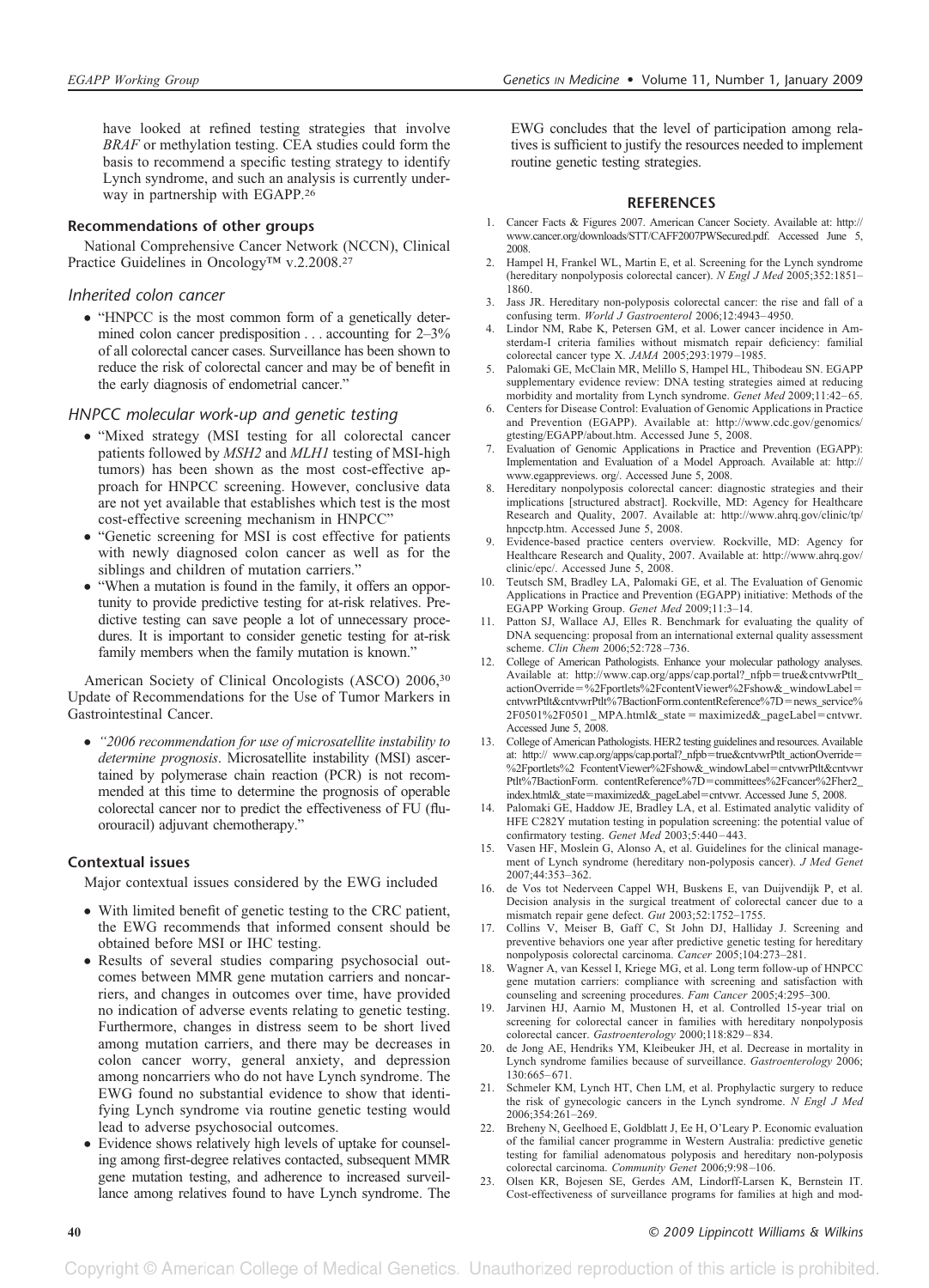have looked at refined testing strategies that involve *BRAF* or methylation testing. CEA studies could form the basis to recommend a specific testing strategy to identify Lynch syndrome, and such an analysis is currently underway in partnership with EGAPP.[26]

### Recommendations of other groups

National Comprehensive Cancer Network (NCCN), Clinical Practice Guidelines in Oncology™ v.2.2008.[27]

#### *Inherited colon cancer*

- "HNPCC is the most common form of a genetically determined colon cancer predisposition . . . accounting for 2–3% of all colorectal cancer cases. Surveillance has been shown to reduce the risk of colorectal cancer and may be of benefit in the early diagnosis of endometrial cancer."

#### *HNPCC molecular work-up and genetic testing*

- "Mixed strategy (MSI testing for all colorectal cancer patients followed by *MSH2* and *MLH1* testing of MSI-high tumors) has been shown as the most cost-effective approach for HNPCC screening. However, conclusive data are not yet available that establishes which test is the most cost-effective screening mechanism in HNPCC"
- "Genetic screening for MSI is cost effective for patients with newly diagnosed colon cancer as well as for the siblings and children of mutation carriers."
- "When a mutation is found in the family, it offers an opportunity to provide predictive testing for at-risk relatives. Predictive testing can save people a lot of unnecessary procedures. It is important to consider genetic testing for at-risk family members when the family mutation is known."

American Society of Clinical Oncologists (ASCO) 2006,[30] Update of Recommendations for the Use of Tumor Markers in Gastrointestinal Cancer.

- *"2006 recommendation for use of microsatellite instability to determine prognosis*. Microsatellite instability (MSI) ascertained by polymerase chain reaction (PCR) is not recommended at this time to determine the prognosis of operable colorectal cancer nor to predict the effectiveness of FU (fluorouracil) adjuvant chemotherapy."

### Contextual issues

Major contextual issues considered by the EWG included

- With limited benefit of genetic testing to the CRC patient, the EWG recommends that informed consent should be obtained before MSI or IHC testing.
- Results of several studies comparing psychosocial outcomes between MMR gene mutation carriers and noncarriers, and changes in outcomes over time, have provided no indication of adverse events relating to genetic testing. Furthermore, changes in distress seem to be short lived among mutation carriers, and there may be decreases in colon cancer worry, general anxiety, and depression among noncarriers who do not have Lynch syndrome. The EWG found no substantial evidence to show that identifying Lynch syndrome via routine genetic testing would lead to adverse psychosocial outcomes.
- Evidence shows relatively high levels of uptake for counseling among first-degree relatives contacted, subsequent MMR gene mutation testing, and adherence to increased surveillance among relatives found to have Lynch syndrome. The EWG concludes that the level of participation among relatives is sufficient to justify the resources needed to implement routine genetic testing strategies.

## REFERENCES

1. Cancer Facts & Figures 2007. American Cancer Society. Available at: http://www.cancer.org/downloads/STT/CAFF2007PWSecured.pdf. Accessed June 5, 2008.
2. Hampel H, Frankel WL, Martin E, et al. Screening for the Lynch syndrome (hereditary nonpolyposis colorectal cancer). *N Engl J Med* 2005;352:1851–1860.
3. Jass JR. Hereditary non-polyposis colorectal cancer: the rise and fall of a confusing term. *World J Gastroenterol* 2006;12:4943–4950.
4. Lindor NM, Rabe K, Petersen GM, et al. Lower cancer incidence in Amsterdam-I criteria families without mismatch repair deficiency: familial colorectal cancer type X. *JAMA* 2005;293:1979–1985.
5. Palomaki GE, McClain MR, Melillo S, Hampel HL, Thibodeau SN. EGAPP supplementary evidence review: DNA testing strategies aimed at reducing morbidity and mortality from Lynch syndrome. *Genet Med* 2009;11:42–65.
6. Centers for Disease Control: Evaluation of Genomic Applications in Practice and Prevention (EGAPP). Available at: http://www.cdc.gov/genomics/gtesting/EGAPP/about.htm. Accessed June 5, 2008.
7. Evaluation of Genomic Applications in Practice and Prevention (EGAPP): Implementation and Evaluation of a Model Approach. Available at: http://www.egappreviews. org/. Accessed June 5, 2008.
8. Hereditary nonpolyposis colorectal cancer: diagnostic strategies and their implications [structured abstract]. Rockville, MD: Agency for Healthcare Research and Quality, 2007. Available at: http://www.ahrq.gov/clinic/tp/hnpcctp.htm. Accessed June 5, 2008.
9. Evidence-based practice centers overview. Rockville, MD: Agency for Healthcare Research and Quality, 2007. Available at: http://www.ahrq.gov/clinic/epc/. Accessed June 5, 2008.
10. Teutsch SM, Bradley LA, Palomaki GE, et al. The Evaluation of Genomic Applications in Practice and Prevention (EGAPP) initiative: Methods of the EGAPP Working Group. *Genet Med* 2009;11:3–14.
11. Patton SJ, Wallace AJ, Elles R. Benchmark for evaluating the quality of DNA sequencing: proposal from an international external quality assessment scheme. *Clin Chem* 2006;52:728–736.
12. College of American Pathologists. Enhance your molecular pathology analyses. Available at: http://www.cap.org/apps/cap.portal?_nfpb=true&cntvwrPtlt_actionOverride=%2Fportlets%2FcontentViewer%2Fshow&_windowLabel=cntvwrPtlt&cntvwrPtlt%7BactionForm.contentReference%7D=news_service%2F0501%2F0501_MPA.html&_state=maximized&_pageLabel=cntvwr. Accessed June 5, 2008.
13. College of American Pathologists. HER2 testing guidelines and resources. Available at: http:// www.cap.org/apps/cap.portal?_nfpb=true&cntvwrPtlt_actionOverride=%2Fportlets%2 FcontentViewer%2Fshow&_windowLabel=cntvwrPtlt&cntvwrPtlt%7BactionForm. contentReference%7D=committees%2Fcancer%2Fher2_index.html&_state=maximized&_pageLabel=cntvwr. Accessed June 5, 2008.
14. Palomaki GE, Haddow JE, Bradley LA, et al. Estimated analytic validity of HFE C282Y mutation testing in population screening: the potential value of confirmatory testing. *Genet Med* 2003;5:440–443.
15. Vasen HF, Moslein G, Alonso A, et al. Guidelines for the clinical management of Lynch syndrome (hereditary non-polyposis cancer). *J Med Genet* 2007;44:353–362.
16. de Vos tot Nederveen Cappel WH, Buskens E, van Duijvendijk P, et al. Decision analysis in the surgical treatment of colorectal cancer due to a mismatch repair gene defect. *Gut* 2003;52:1752–1755.
17. Collins V, Meiser B, Gaff C, St John DJ, Halliday J. Screening and preventive behaviors one year after predictive genetic testing for hereditary nonpolyposis colorectal carcinoma. *Cancer* 2005;104:273–281.
18. Wagner A, van Kessel I, Kriege MG, et al. Long term follow-up of HNPCC gene mutation carriers: compliance with screening and satisfaction with counseling and screening procedures. *Fam Cancer* 2005;4:295–300.
19. Jarvinen HJ, Aarnio M, Mustonen H, et al. Controlled 15-year trial on screening for colorectal cancer in families with hereditary nonpolyposis colorectal cancer. *Gastroenterology* 2000;118:829–834.
20. de Jong AE, Hendriks YM, Kleibeuker JH, et al. Decrease in mortality in Lynch syndrome families because of surveillance. *Gastroenterology* 2006;130:665–671.
21. Schmeler KM, Lynch HT, Chen LM, et al. Prophylactic surgery to reduce the risk of gynecologic cancers in the Lynch syndrome. *N Engl J Med* 2006;354:261–269.
22. Breheny N, Geelhoed E, Goldblatt J, Ee H, O'Leary P. Economic evaluation of the familial cancer programme in Western Australia: predictive genetic testing for familial adenomatous polyposis and hereditary non-polyposis colorectal carcinoma. *Community Genet* 2006;9:98–106.
23. Olsen KR, Bojesen SE, Gerdes AM, Lindorff-Larsen K, Bernstein IT. Cost-effectiveness of surveillance programs for families at high and mod-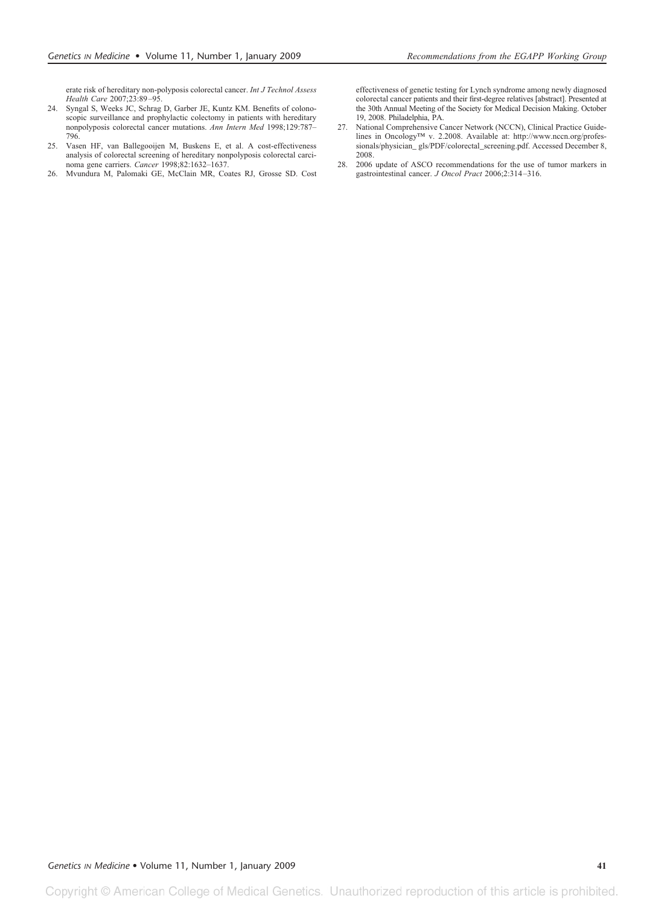erate risk of hereditary non-polyposis colorectal cancer. *Int J Technol Assess Health Care* 2007;23:89–95.

24. Syngal S, Weeks JC, Schrag D, Garber JE, Kuntz KM. Benefits of colonoscopic surveillance and prophylactic colectomy in patients with hereditary nonpolyposis colorectal cancer mutations. *Ann Intern Med* 1998;129:787–796.
25. Vasen HF, van Ballegooijen M, Buskens E, et al. A cost-effectiveness analysis of colorectal screening of hereditary nonpolyposis colorectal carcinoma gene carriers. *Cancer* 1998;82:1632–1637.
26. Mvundura M, Palomaki GE, McClain MR, Coates RJ, Grosse SD. Cost effectiveness of genetic testing for Lynch syndrome among newly diagnosed colorectal cancer patients and their first-degree relatives [abstract]. Presented at the 30th Annual Meeting of the Society for Medical Decision Making. October 19, 2008. Philadelphia, PA.
27. National Comprehensive Cancer Network (NCCN), Clinical Practice Guidelines in Oncology™ v. 2.2008. Available at: http://www.nccn.org/professionals/physician_ gls/PDF/colorectal_screening.pdf. Accessed December 8, 2008.
28. 2006 update of ASCO recommendations for the use of tumor markers in gastrointestinal cancer. *J Oncol Pract* 2006;2:314–316.

Copyright © American College of Medical Genetics. Unauthorized reproduction of this article is prohibited.